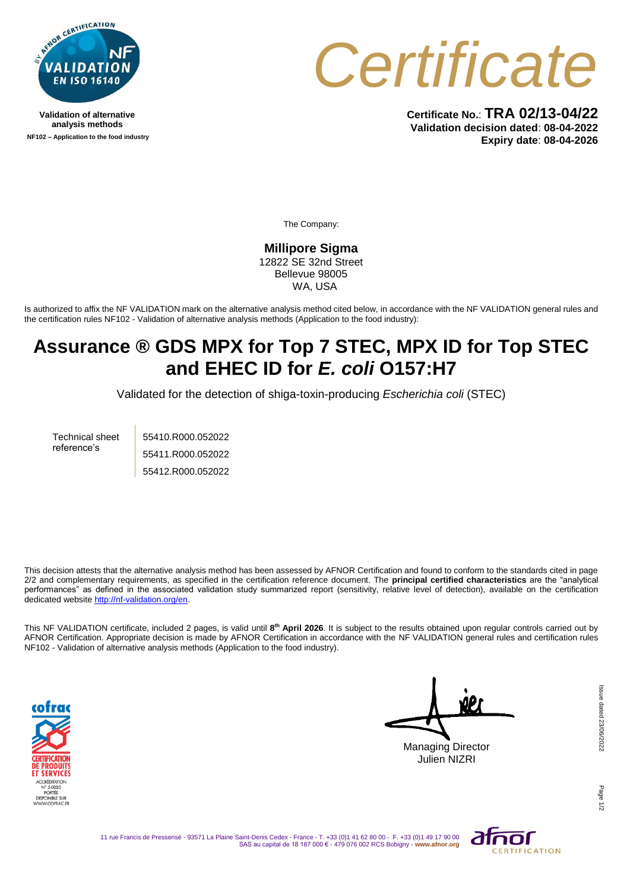Validation of alternative analysis methods

NF102 – Application to the food industry

# Certificate

**Certificate No.**: **TRA 02/13-04/22**
**Validation decision dated**: **08-04-2022**
**Expiry date**: **08-04-2026**

The Company:

**Millipore Sigma**
12822 SE 32nd Street
Bellevue 98005
WA, USA

Is authorized to affix the NF VALIDATION mark on the alternative analysis method cited below, in accordance with the NF VALIDATION general rules and the certification rules NF102 - Validation of alternative analysis methods (Application to the food industry):

# Assurance ® GDS MPX for Top 7 STEC, MPX ID for Top STEC and EHEC ID for *E. coli* O157:H7

Validated for the detection of shiga-toxin-producing *Escherichia coli* (STEC)

| Technical sheet reference's | 55410.R000.052022 |
| --- | --- |
| | 55411.R000.052022 |
| | 55412.R000.052022 |

This decision attests that the alternative analysis method has been assessed by AFNOR Certification and found to conform to the standards cited in page 2/2 and complementary requirements, as specified in the certification reference document. The **principal certified characteristics** are the "analytical performances" as defined in the associated validation study summarized report (sensitivity, relative level of detection), available on the certification dedicated website http://nf-validation.org/en.

This NF VALIDATION certificate, included 2 pages, is valid until **8th April 2026**. It is subject to the results obtained upon regular controls carried out by AFNOR Certification. Appropriate decision is made by AFNOR Certification in accordance with the NF VALIDATION general rules and certification rules NF102 - Validation of alternative analysis methods (Application to the food industry).

Managing Director
Julien NIZRI

Issue dated 23/06/2022

11 rue Francis de Pressensé - 93571 La Plaine Saint-Denis Cedex - France - T. +33 (0)1 41 62 80 00 - F. +33 (0)1 49 17 90 00
SAS au capital de 18 187 000 € - 479 076 002 RCS Bobigny - www.afnor.org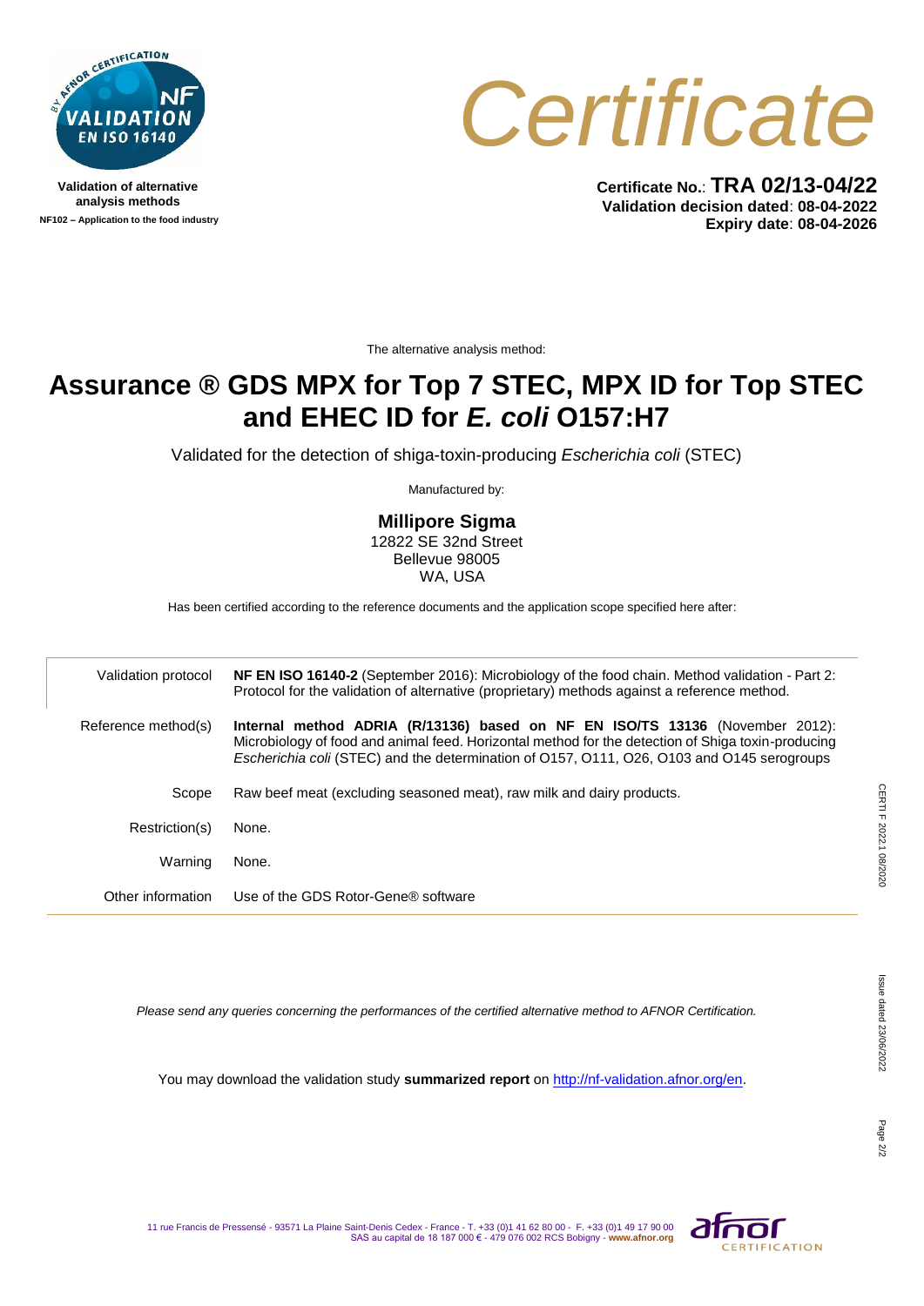Validation of alternative analysis methods

NF102 – Application to the food industry

# Certificate

**Certificate No.**: **TRA 02/13-04/22**
**Validation decision dated**: **08-04-2022**
**Expiry date**: **08-04-2026**

The alternative analysis method:

# Assurance ® GDS MPX for Top 7 STEC, MPX ID for Top STEC and EHEC ID for *E. coli* O157:H7

Validated for the detection of shiga-toxin-producing *Escherichia coli* (STEC)

Manufactured by:

**Millipore Sigma**
12822 SE 32nd Street
Bellevue 98005
WA, USA

Has been certified according to the reference documents and the application scope specified here after:

| | |
|---|---|
| Validation protocol | **NF EN ISO 16140-2** (September 2016): Microbiology of the food chain. Method validation - Part 2: Protocol for the validation of alternative (proprietary) methods against a reference method. |
| Reference method(s) | **Internal method ADRIA (R/13136) based on NF EN ISO/TS 13136** (November 2012): Microbiology of food and animal feed. Horizontal method for the detection of Shiga toxin-producing *Escherichia coli* (STEC) and the determination of O157, O111, O26, O103 and O145 serogroups |
| Scope | Raw beef meat (excluding seasoned meat), raw milk and dairy products. |
| Restriction(s) | None. |
| Warning | None. |
| Other information | Use of the GDS Rotor-Gene® software |

*Please send any queries concerning the performances of the certified alternative method to AFNOR Certification.*

You may download the validation study **summarized report** on http://nf-validation.afnor.org/en.

11 rue Francis de Pressensé - 93571 La Plaine Saint-Denis Cedex - France - T. +33 (0)1 41 62 80 00 - F. +33 (0)1 49 17 90 00
SAS au capital de 18 187 000 € - 479 076 002 RCS Bobigny - **www.afnor.org**